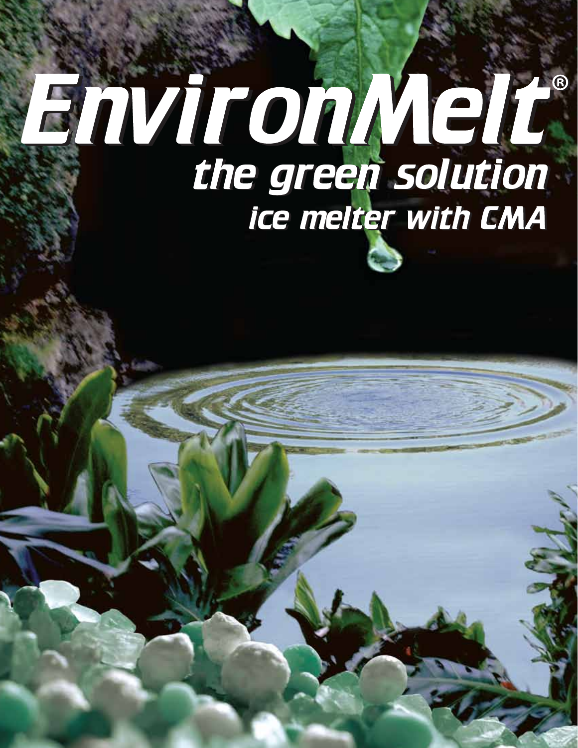# EnvironMelt®

## *the green solution*

### *ice melter with CMA*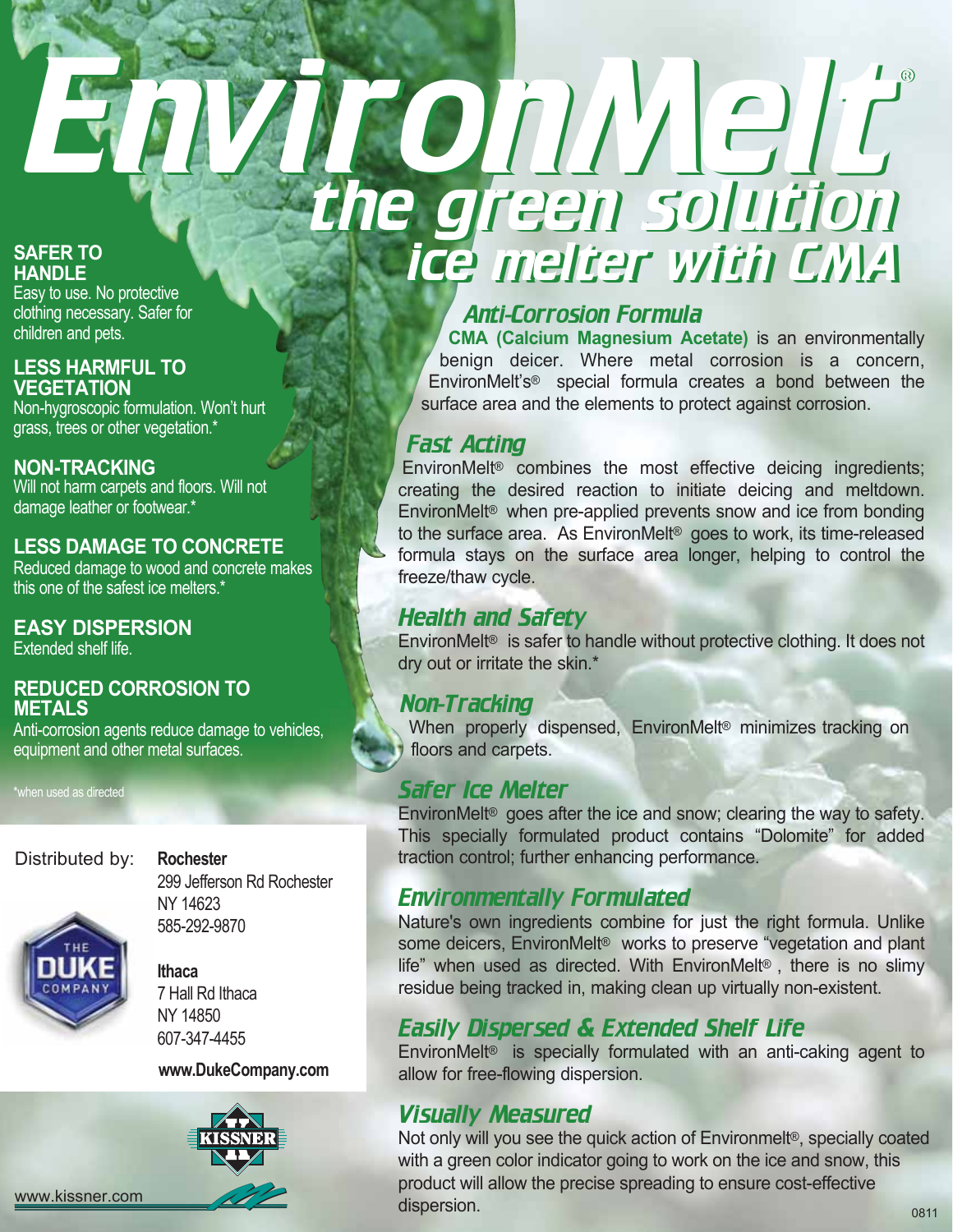# EnvironMelt®

## the green solution

## ice melter with CMA

**SAFER TO HANDLE**
Easy to use. No protective clothing necessary. Safer for children and pets.

**LESS HARMFUL TO VEGETATION**
Non-hygroscopic formulation. Won't hurt grass, trees or other vegetation.*

**NON-TRACKING**
Will not harm carpets and floors. Will not damage leather or footwear.*

**LESS DAMAGE TO CONCRETE**
Reduced damage to wood and concrete makes this one of the safest ice melters.*

**EASY DISPERSION**
Extended shelf life.

**REDUCED CORROSION TO METALS**
Anti-corrosion agents reduce damage to vehicles, equipment and other metal surfaces.

*when used as directed

### Anti-Corrosion Formula

**CMA (Calcium Magnesium Acetate)** is an environmentally benign deicer. Where metal corrosion is a concern, EnvironMelt's® special formula creates a bond between the surface area and the elements to protect against corrosion.

### Fast Acting

EnvironMelt® combines the most effective deicing ingredients; creating the desired reaction to initiate deicing and meltdown. EnvironMelt® when pre-applied prevents snow and ice from bonding to the surface area. As EnvironMelt® goes to work, its time-released formula stays on the surface area longer, helping to control the freeze/thaw cycle.

### Health and Safety

EnvironMelt® is safer to handle without protective clothing. It does not dry out or irritate the skin.*

### Non-Tracking

When properly dispensed, EnvironMelt® minimizes tracking on floors and carpets.

### Safer Ice Melter

EnvironMelt® goes after the ice and snow; clearing the way to safety. This specially formulated product contains "Dolomite" for added traction control; further enhancing performance.

### Environmentally Formulated

Nature's own ingredients combine for just the right formula. Unlike some deicers, EnvironMelt® works to preserve "vegetation and plant life" when used as directed. With EnvironMelt®, there is no slimy residue being tracked in, making clean up virtually non-existent.

### Easily Dispersed & Extended Shelf Life

EnvironMelt® is specially formulated with an anti-caking agent to allow for free-flowing dispersion.

### Visually Measured

Not only will you see the quick action of Environmelt®, specially coated with a green color indicator going to work on the ice and snow, this product will allow the precise spreading to ensure cost-effective dispersion.

Distributed by:

THE DUKE COMPANY

**Rochester**
299 Jefferson Rd Rochester
NY 14623
585-292-9870

**Ithaca**
7 Hall Rd Ithaca
NY 14850
607-347-4455

**www.DukeCompany.com**

KISSNER

www.kissner.com

0811